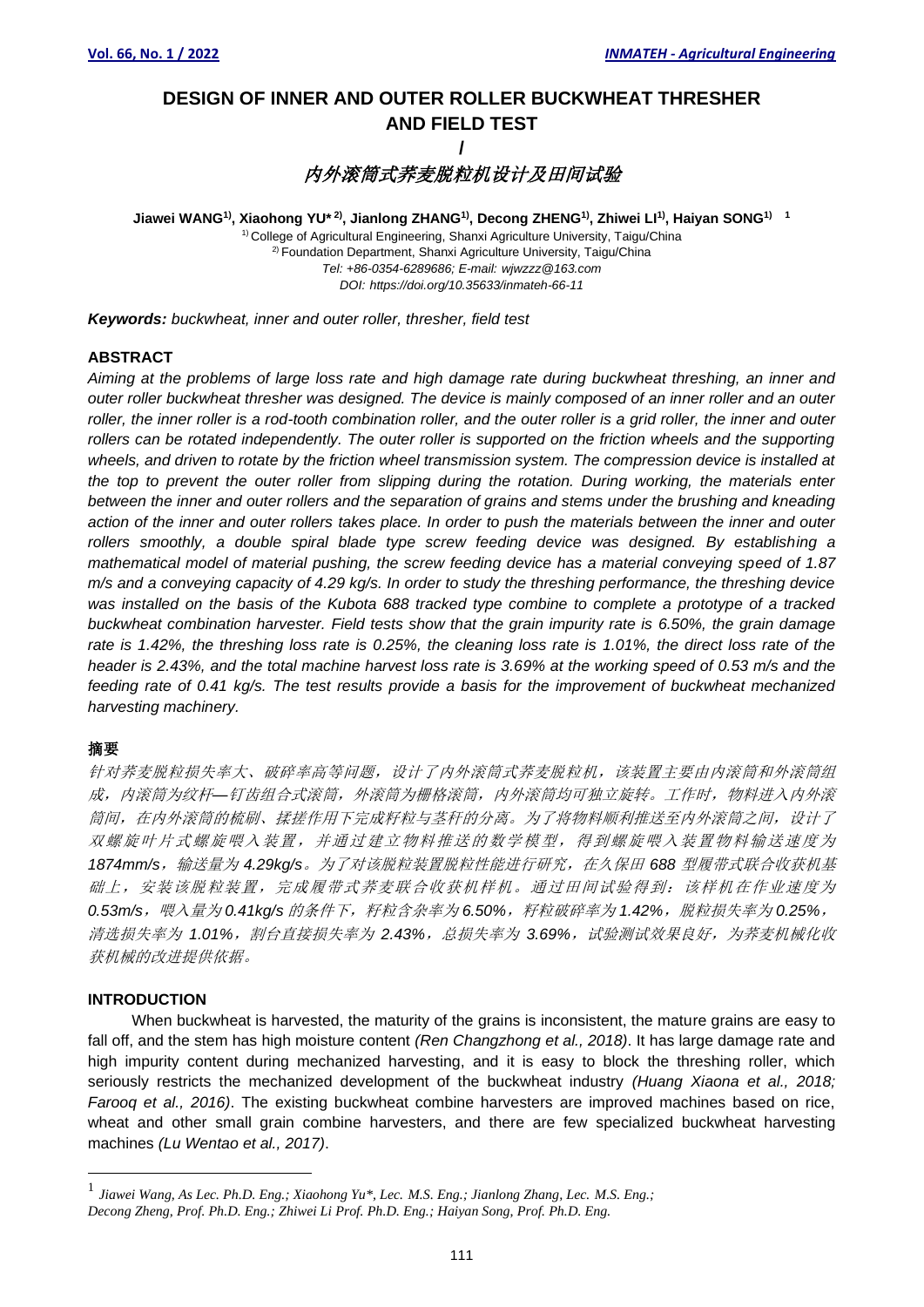# DESIGN OF INNER AND OUTER ROLLER BUCKWHEAT THRESHER AND FIELD TEST

/

# 内外滚筒式荞麦脱粒机设计及田间试验

**Jiawei WANG[1], Xiaohong YU*[2], Jianlong ZHANG[1], Decong ZHENG[1], Zhiwei LI[1], Haiyan SONG[1]** [1]

[1] College of Agricultural Engineering, Shanxi Agriculture University, Taigu/China
[2] Foundation Department, Shanxi Agriculture University, Taigu/China
*Tel: +86-0354-6289686; E-mail: wjwzzz@163.com*
*DOI: https://doi.org/10.35633/inmateh-66-11*

***Keywords:*** *buckwheat, inner and outer roller, thresher, field test*

## ABSTRACT

*Aiming at the problems of large loss rate and high damage rate during buckwheat threshing, an inner and outer roller buckwheat thresher was designed. The device is mainly composed of an inner roller and an outer roller, the inner roller is a rod-tooth combination roller, and the outer roller is a grid roller, the inner and outer rollers can be rotated independently. The outer roller is supported on the friction wheels and the supporting wheels, and driven to rotate by the friction wheel transmission system. The compression device is installed at the top to prevent the outer roller from slipping during the rotation. During working, the materials enter between the inner and outer rollers and the separation of grains and stems under the brushing and kneading action of the inner and outer rollers takes place. In order to push the materials between the inner and outer rollers smoothly, a double spiral blade type screw feeding device was designed. By establishing a mathematical model of material pushing, the screw feeding device has a material conveying speed of 1.87 m/s and a conveying capacity of 4.29 kg/s. In order to study the threshing performance, the threshing device was installed on the basis of the Kubota 688 tracked type combine to complete a prototype of a tracked buckwheat combination harvester. Field tests show that the grain impurity rate is 6.50%, the grain damage rate is 1.42%, the threshing loss rate is 0.25%, the cleaning loss rate is 1.01%, the direct loss rate of the header is 2.43%, and the total machine harvest loss rate is 3.69% at the working speed of 0.53 m/s and the feeding rate of 0.41 kg/s. The test results provide a basis for the improvement of buckwheat mechanized harvesting machinery.*

## 摘要

*针对荞麦脱粒损失率大、破碎率高等问题，设计了内外滚筒式荞麦脱粒机，该装置主要由内滚筒和外滚筒组成，内滚筒为纹杆—钉齿组合式滚筒，外滚筒为栅格滚筒，内外滚筒均可独立旋转。工作时，物料进入内外滚筒间，在内外滚筒的梳刷、揉搓作用下完成籽粒与茎秆的分离。为了将物料顺利推送至内外滚筒之间，设计了双螺旋叶片式螺旋喂入装置，并通过建立物料推送的数学模型，得到螺旋喂入装置物料输送速度为 1874mm/s，输送量为 4.29kg/s。为了对该脱粒装置脱粒性能进行研究，在久保田 688 型履带式联合收获机基础上，安装该脱粒装置，完成履带式荞麦联合收获机样机。通过田间试验得到：该样机在作业速度为 0.53m/s，喂入量为 0.41kg/s 的条件下，籽粒含杂率为 6.50%，籽粒破碎率为 1.42%，脱粒损失率为 0.25%，清选损失率为 1.01%，割台直接损失率为 2.43%，总损失率为 3.69%，试验测试效果良好，为荞麦机械化收获机械的改进提供依据。*

## INTRODUCTION

When buckwheat is harvested, the maturity of the grains is inconsistent, the mature grains are easy to fall off, and the stem has high moisture content *(Ren Changzhong et al., 2018)*. It has large damage rate and high impurity content during mechanized harvesting, and it is easy to block the threshing roller, which seriously restricts the mechanized development of the buckwheat industry *(Huang Xiaona et al., 2018; Farooq et al., 2016)*. The existing buckwheat combine harvesters are improved machines based on rice, wheat and other small grain combine harvesters, and there are few specialized buckwheat harvesting machines *(Lu Wentao et al., 2017)*.

---

[1] *Jiawei Wang, As Lec. Ph.D. Eng.; Xiaohong Yu*, Lec. M.S. Eng.; Jianlong Zhang, Lec. M.S. Eng.; Decong Zheng, Prof. Ph.D. Eng.; Zhiwei Li Prof. Ph.D. Eng.; Haiyan Song, Prof. Ph.D. Eng.*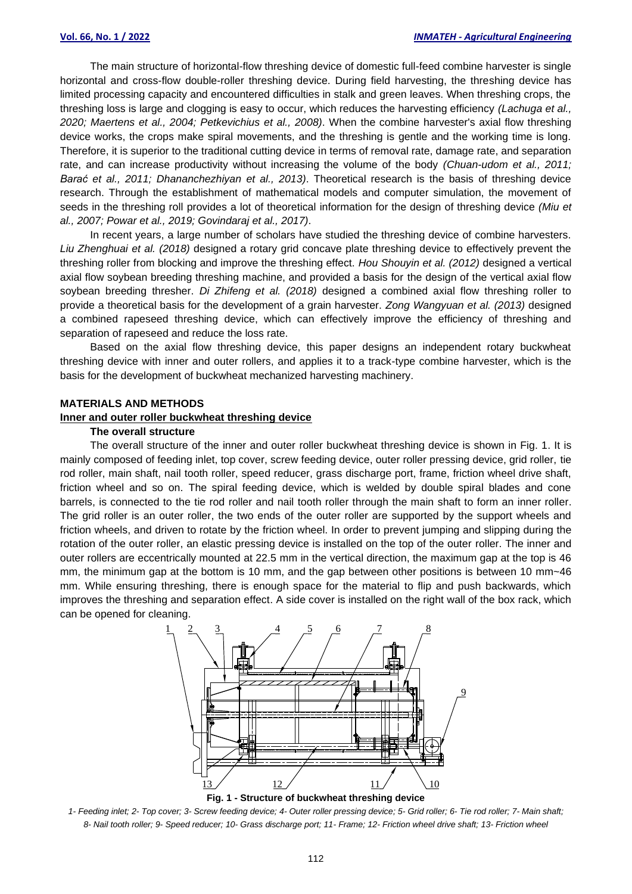The main structure of horizontal-flow threshing device of domestic full-feed combine harvester is single horizontal and cross-flow double-roller threshing device. During field harvesting, the threshing device has limited processing capacity and encountered difficulties in stalk and green leaves. When threshing crops, the threshing loss is large and clogging is easy to occur, which reduces the harvesting efficiency *(Lachuga et al., 2020; Maertens et al., 2004; Petkevichius et al., 2008)*. When the combine harvester's axial flow threshing device works, the crops make spiral movements, and the threshing is gentle and the working time is long. Therefore, it is superior to the traditional cutting device in terms of removal rate, damage rate, and separation rate, and can increase productivity without increasing the volume of the body *(Chuan-udom et al., 2011; Barać et al., 2011; Dhananchezhiyan et al., 2013)*. Theoretical research is the basis of threshing device research. Through the establishment of mathematical models and computer simulation, the movement of seeds in the threshing roll provides a lot of theoretical information for the design of threshing device *(Miu et al., 2007; Powar et al., 2019; Govindaraj et al., 2017)*.

In recent years, a large number of scholars have studied the threshing device of combine harvesters. *Liu Zhenghuai et al. (2018)* designed a rotary grid concave plate threshing device to effectively prevent the threshing roller from blocking and improve the threshing effect. *Hou Shouyin et al. (2012)* designed a vertical axial flow soybean breeding threshing machine, and provided a basis for the design of the vertical axial flow soybean breeding thresher. *Di Zhifeng et al. (2018)* designed a combined axial flow threshing roller to provide a theoretical basis for the development of a grain harvester. *Zong Wangyuan et al. (2013)* designed a combined rapeseed threshing device, which can effectively improve the efficiency of threshing and separation of rapeseed and reduce the loss rate.

Based on the axial flow threshing device, this paper designs an independent rotary buckwheat threshing device with inner and outer rollers, and applies it to a track-type combine harvester, which is the basis for the development of buckwheat mechanized harvesting machinery.

## MATERIALS AND METHODS

### Inner and outer roller buckwheat threshing device

#### The overall structure

The overall structure of the inner and outer roller buckwheat threshing device is shown in Fig. 1. It is mainly composed of feeding inlet, top cover, screw feeding device, outer roller pressing device, grid roller, tie rod roller, main shaft, nail tooth roller, speed reducer, grass discharge port, frame, friction wheel drive shaft, friction wheel and so on. The spiral feeding device, which is welded by double spiral blades and cone barrels, is connected to the tie rod roller and nail tooth roller through the main shaft to form an inner roller. The grid roller is an outer roller, the two ends of the outer roller are supported by the support wheels and friction wheels, and driven to rotate by the friction wheel. In order to prevent jumping and slipping during the rotation of the outer roller, an elastic pressing device is installed on the top of the outer roller. The inner and outer rollers are eccentrically mounted at 22.5 mm in the vertical direction, the maximum gap at the top is 46 mm, the minimum gap at the bottom is 10 mm, and the gap between other positions is between 10 mm~46 mm. While ensuring threshing, there is enough space for the material to flip and push backwards, which improves the threshing and separation effect. A side cover is installed on the right wall of the box rack, which can be opened for cleaning.

**Fig. 1 - Structure of buckwheat threshing device**

*1- Feeding inlet; 2- Top cover; 3- Screw feeding device; 4- Outer roller pressing device; 5- Grid roller; 6- Tie rod roller; 7- Main shaft; 8- Nail tooth roller; 9- Speed reducer; 10- Grass discharge port; 11- Frame; 12- Friction wheel drive shaft; 13- Friction wheel*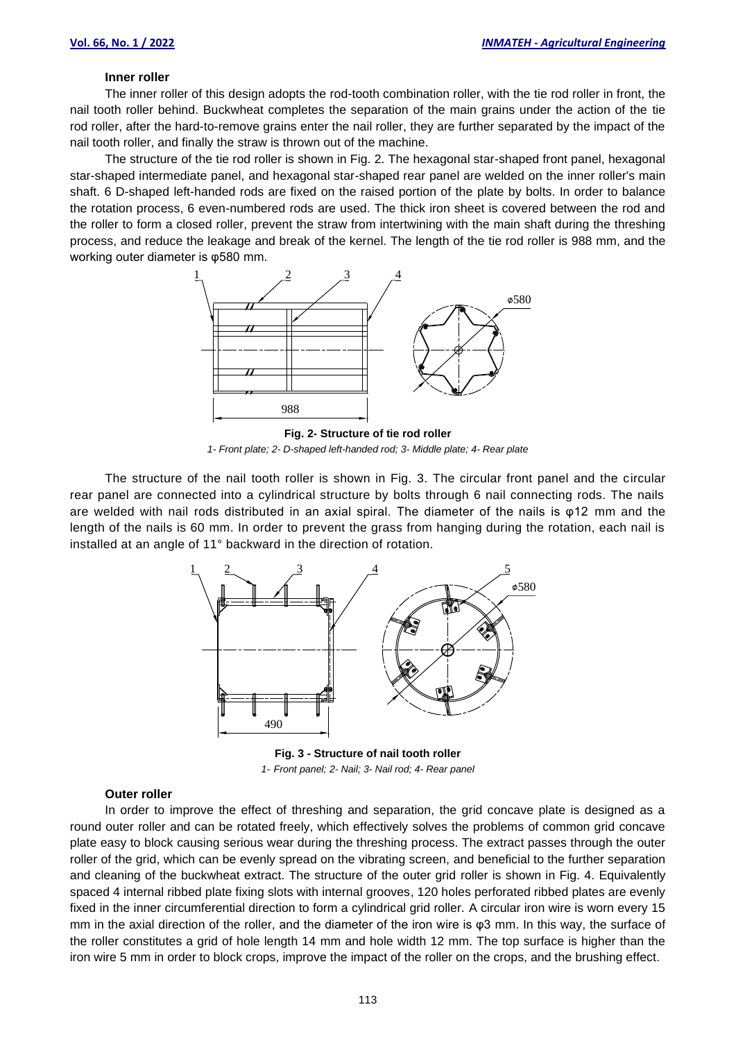### Inner roller

The inner roller of this design adopts the rod-tooth combination roller, with the tie rod roller in front, the nail tooth roller behind. Buckwheat completes the separation of the main grains under the action of the tie rod roller, after the hard-to-remove grains enter the nail roller, they are further separated by the impact of the nail tooth roller, and finally the straw is thrown out of the machine.

The structure of the tie rod roller is shown in Fig. 2. The hexagonal star-shaped front panel, hexagonal star-shaped intermediate panel, and hexagonal star-shaped rear panel are welded on the inner roller's main shaft. 6 D-shaped left-handed rods are fixed on the raised portion of the plate by bolts. In order to balance the rotation process, 6 even-numbered rods are used. The thick iron sheet is covered between the rod and the roller to form a closed roller, prevent the straw from intertwining with the main shaft during the threshing process, and reduce the leakage and break of the kernel. The length of the tie rod roller is 988 mm, and the working outer diameter is φ580 mm.

**Fig. 2- Structure of tie rod roller**

*1- Front plate; 2- D-shaped left-handed rod; 3- Middle plate; 4- Rear plate*

The structure of the nail tooth roller is shown in Fig. 3. The circular front panel and the circular rear panel are connected into a cylindrical structure by bolts through 6 nail connecting rods. The nails are welded with nail rods distributed in an axial spiral. The diameter of the nails is φ12 mm and the length of the nails is 60 mm. In order to prevent the grass from hanging during the rotation, each nail is installed at an angle of 11° backward in the direction of rotation.

**Fig. 3 - Structure of nail tooth roller**

*1- Front panel; 2- Nail; 3- Nail rod; 4- Rear panel*

### Outer roller

In order to improve the effect of threshing and separation, the grid concave plate is designed as a round outer roller and can be rotated freely, which effectively solves the problems of common grid concave plate easy to block causing serious wear during the threshing process. The extract passes through the outer roller of the grid, which can be evenly spread on the vibrating screen, and beneficial to the further separation and cleaning of the buckwheat extract. The structure of the outer grid roller is shown in Fig. 4. Equivalently spaced 4 internal ribbed plate fixing slots with internal grooves, 120 holes perforated ribbed plates are evenly fixed in the inner circumferential direction to form a cylindrical grid roller. A circular iron wire is worn every 15 mm in the axial direction of the roller, and the diameter of the iron wire is φ3 mm. In this way, the surface of the roller constitutes a grid of hole length 14 mm and hole width 12 mm. The top surface is higher than the iron wire 5 mm in order to block crops, improve the impact of the roller on the crops, and the brushing effect.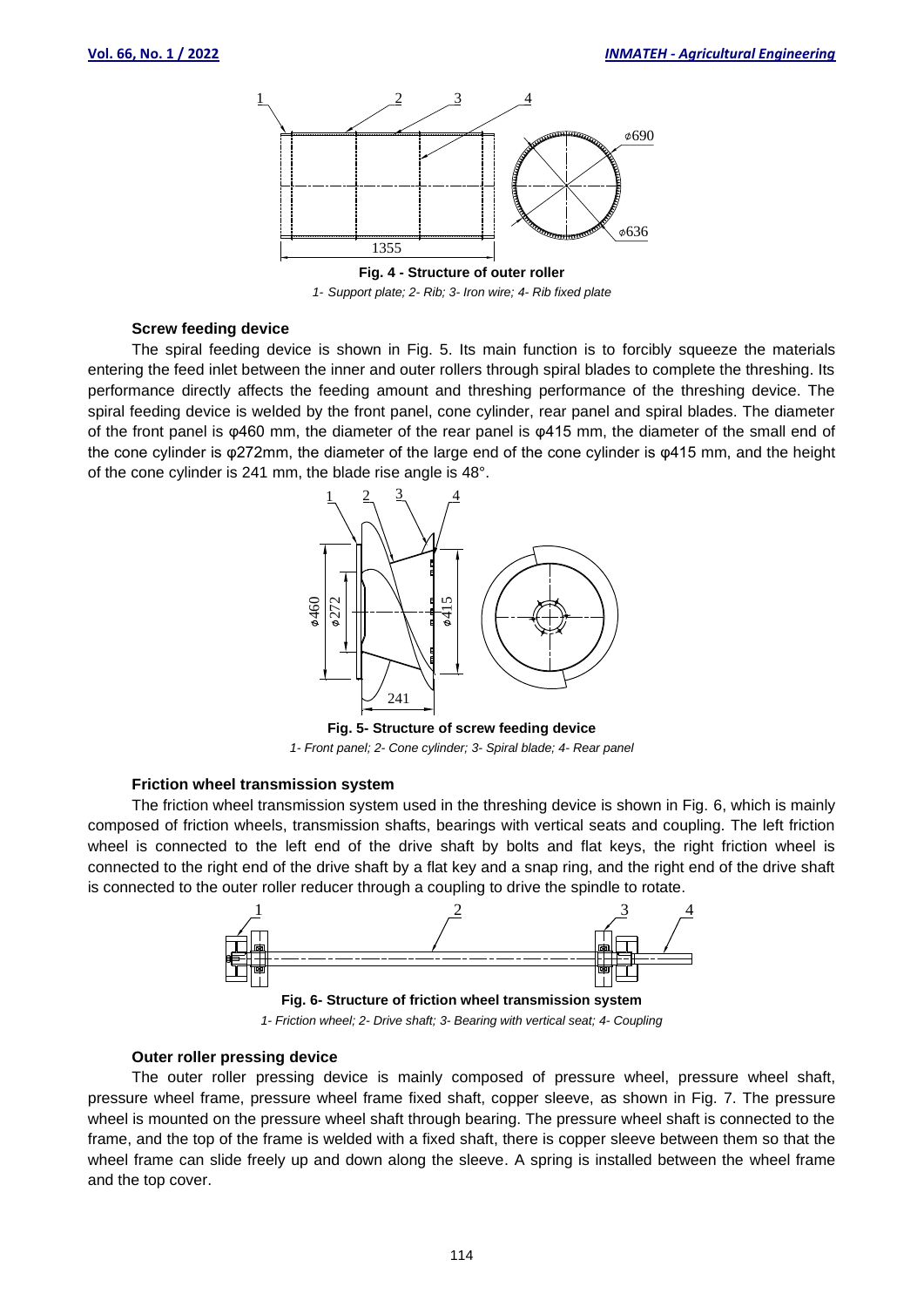**Fig. 4 - Structure of outer roller**

*1- Support plate; 2- Rib; 3- Iron wire; 4- Rib fixed plate*

#### Screw feeding device

The spiral feeding device is shown in Fig. 5. Its main function is to forcibly squeeze the materials entering the feed inlet between the inner and outer rollers through spiral blades to complete the threshing. Its performance directly affects the feeding amount and threshing performance of the threshing device. The spiral feeding device is welded by the front panel, cone cylinder, rear panel and spiral blades. The diameter of the front panel is φ460 mm, the diameter of the rear panel is φ415 mm, the diameter of the small end of the cone cylinder is φ272mm, the diameter of the large end of the cone cylinder is φ415 mm, and the height of the cone cylinder is 241 mm, the blade rise angle is 48°.

**Fig. 5- Structure of screw feeding device**

*1- Front panel; 2- Cone cylinder; 3- Spiral blade; 4- Rear panel*

#### Friction wheel transmission system

The friction wheel transmission system used in the threshing device is shown in Fig. 6, which is mainly composed of friction wheels, transmission shafts, bearings with vertical seats and coupling. The left friction wheel is connected to the left end of the drive shaft by bolts and flat keys, the right friction wheel is connected to the right end of the drive shaft by a flat key and a snap ring, and the right end of the drive shaft is connected to the outer roller reducer through a coupling to drive the spindle to rotate.

**Fig. 6- Structure of friction wheel transmission system**

*1- Friction wheel; 2- Drive shaft; 3- Bearing with vertical seat; 4- Coupling*

#### Outer roller pressing device

The outer roller pressing device is mainly composed of pressure wheel, pressure wheel shaft, pressure wheel frame, pressure wheel frame fixed shaft, copper sleeve, as shown in Fig. 7. The pressure wheel is mounted on the pressure wheel shaft through bearing. The pressure wheel shaft is connected to the frame, and the top of the frame is welded with a fixed shaft, there is copper sleeve between them so that the wheel frame can slide freely up and down along the sleeve. A spring is installed between the wheel frame and the top cover.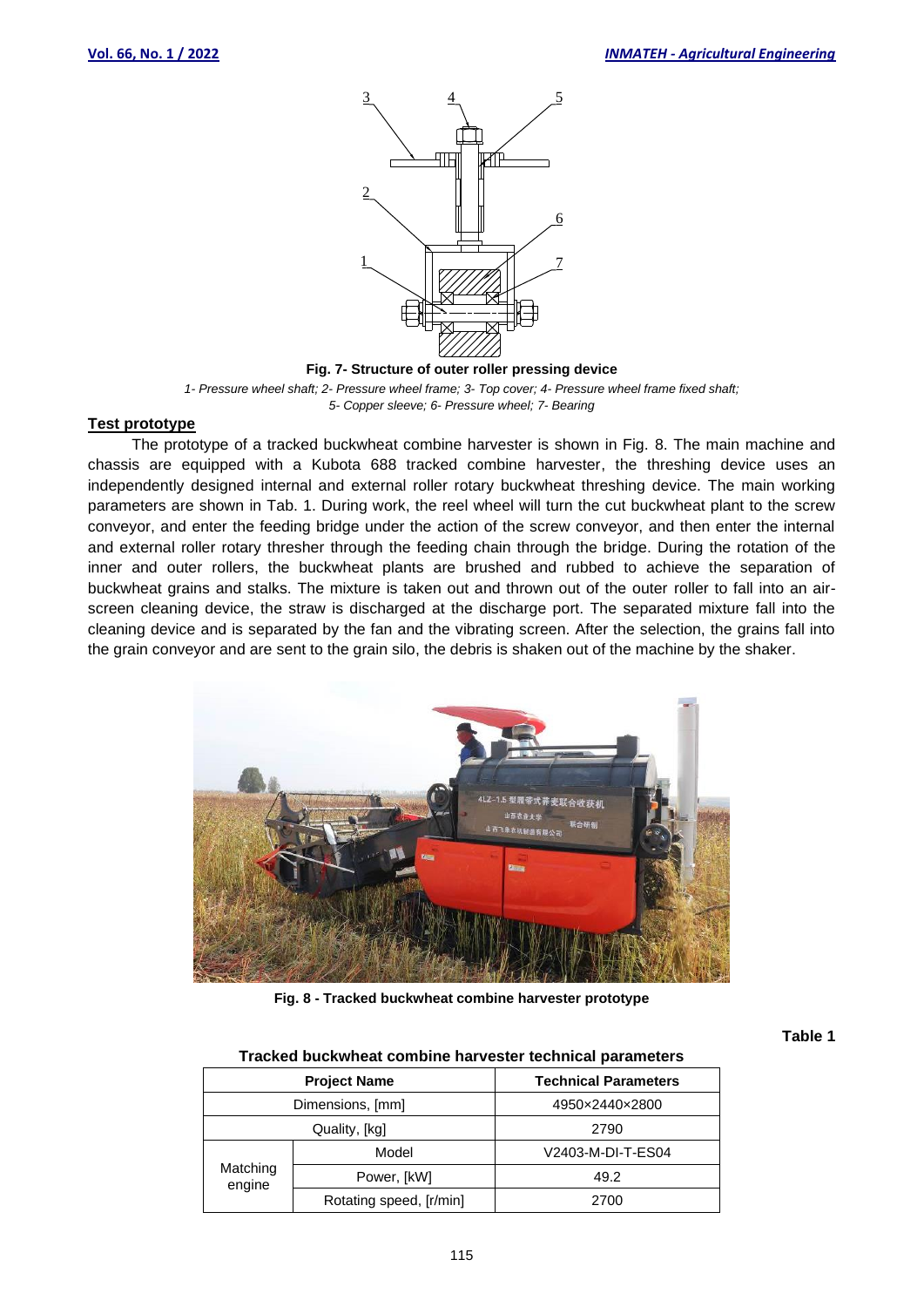**Fig. 7- Structure of outer roller pressing device**

*1- Pressure wheel shaft; 2- Pressure wheel frame; 3- Top cover; 4- Pressure wheel frame fixed shaft; 5- Copper sleeve; 6- Pressure wheel; 7- Bearing*

## Test prototype

The prototype of a tracked buckwheat combine harvester is shown in Fig. 8. The main machine and chassis are equipped with a Kubota 688 tracked combine harvester, the threshing device uses an independently designed internal and external roller rotary buckwheat threshing device. The main working parameters are shown in Tab. 1. During work, the reel wheel will turn the cut buckwheat plant to the screw conveyor, and enter the feeding bridge under the action of the screw conveyor, and then enter the internal and external roller rotary thresher through the feeding chain through the bridge. During the rotation of the inner and outer rollers, the buckwheat plants are brushed and rubbed to achieve the separation of buckwheat grains and stalks. The mixture is taken out and thrown out of the outer roller to fall into an air-screen cleaning device, the straw is discharged at the discharge port. The separated mixture fall into the cleaning device and is separated by the fan and the vibrating screen. After the selection, the grains fall into the grain conveyor and are sent to the grain silo, the debris is shaken out of the machine by the shaker.

**Fig. 8 - Tracked buckwheat combine harvester prototype**

**Table 1**

**Tracked buckwheat combine harvester technical parameters**

| Project Name | | Technical Parameters |
|---|---|---|
| Dimensions, [mm] | | 4950×2440×2800 |
| Quality, [kg] | | 2790 |
| Matching engine | Model | V2403-M-DI-T-ES04 |
| | Power, [kW] | 49.2 |
| | Rotating speed, [r/min] | 2700 |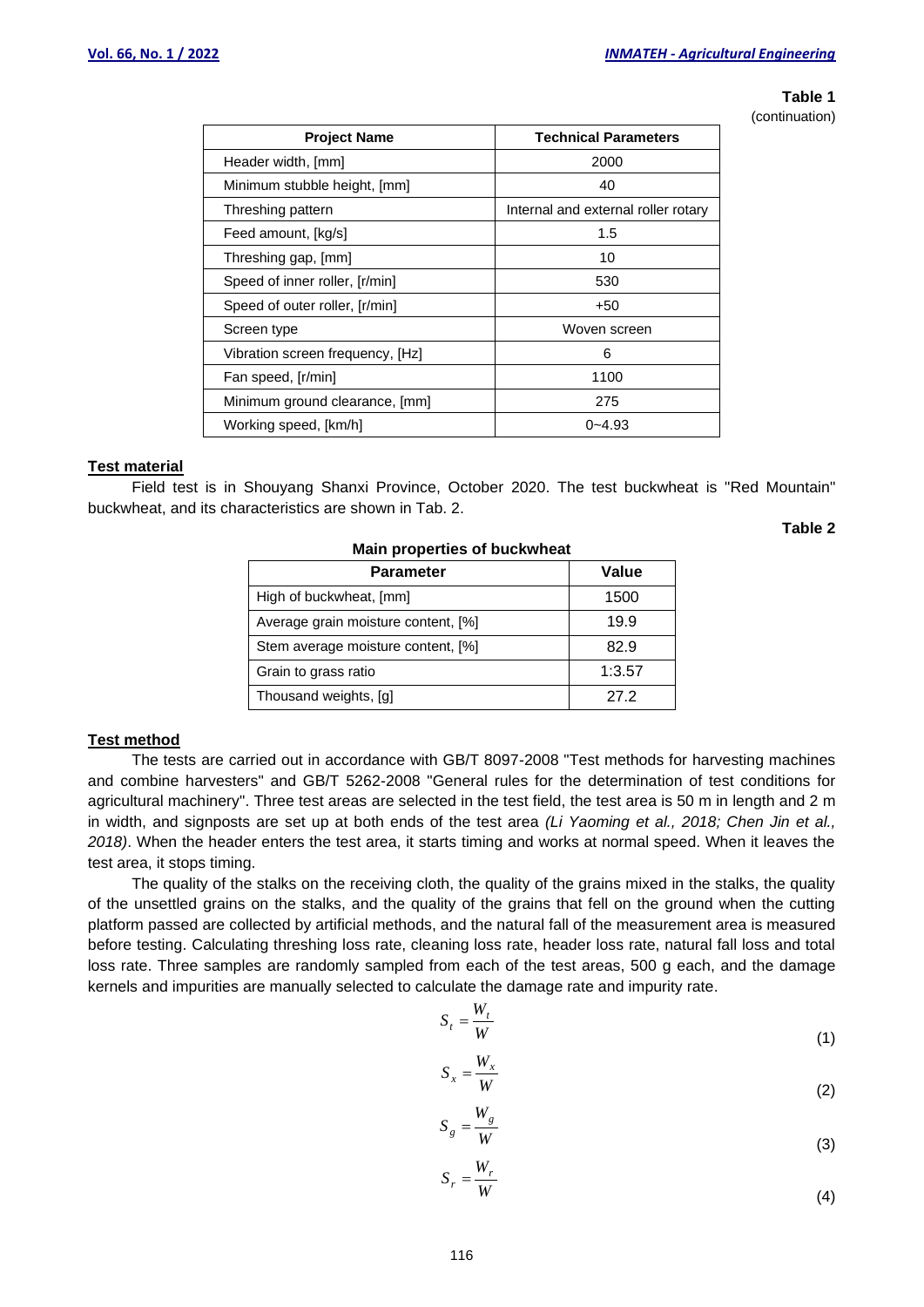**Table 1**

(continuation)

| Project Name | Technical Parameters |
|---|---|
| Header width, [mm] | 2000 |
| Minimum stubble height, [mm] | 40 |
| Threshing pattern | Internal and external roller rotary |
| Feed amount, [kg/s] | 1.5 |
| Threshing gap, [mm] | 10 |
| Speed of inner roller, [r/min] | 530 |
| Speed of outer roller, [r/min] | +50 |
| Screen type | Woven screen |
| Vibration screen frequency, [Hz] | 6 |
| Fan speed, [r/min] | 1100 |
| Minimum ground clearance, [mm] | 275 |
| Working speed, [km/h] | 0~4.93 |

**Test material**

Field test is in Shouyang Shanxi Province, October 2020. The test buckwheat is "Red Mountain" buckwheat, and its characteristics are shown in Tab. 2.

**Table 2**

**Main properties of buckwheat**

| Parameter | Value |
|---|---|
| High of buckwheat, [mm] | 1500 |
| Average grain moisture content, [%] | 19.9 |
| Stem average moisture content, [%] | 82.9 |
| Grain to grass ratio | 1:3.57 |
| Thousand weights, [g] | 27.2 |

**Test method**

The tests are carried out in accordance with GB/T 8097-2008 "Test methods for harvesting machines and combine harvesters" and GB/T 5262-2008 "General rules for the determination of test conditions for agricultural machinery". Three test areas are selected in the test field, the test area is 50 m in length and 2 m in width, and signposts are set up at both ends of the test area *(Li Yaoming et al., 2018; Chen Jin et al., 2018)*. When the header enters the test area, it starts timing and works at normal speed. When it leaves the test area, it stops timing.

The quality of the stalks on the receiving cloth, the quality of the grains mixed in the stalks, the quality of the unsettled grains on the stalks, and the quality of the grains that fell on the ground when the cutting platform passed are collected by artificial methods, and the natural fall of the measurement area is measured before testing. Calculating threshing loss rate, cleaning loss rate, header loss rate, natural fall loss and total loss rate. Three samples are randomly sampled from each of the test areas, 500 g each, and the damage kernels and impurities are manually selected to calculate the damage rate and impurity rate.

$$S_t = \frac{W_t}{W} \tag{1}$$

$$S_x = \frac{W_x}{W} \tag{2}$$

$$S_g = \frac{W_g}{W} \tag{3}$$

$$S_r = \frac{W_r}{W} \tag{4}$$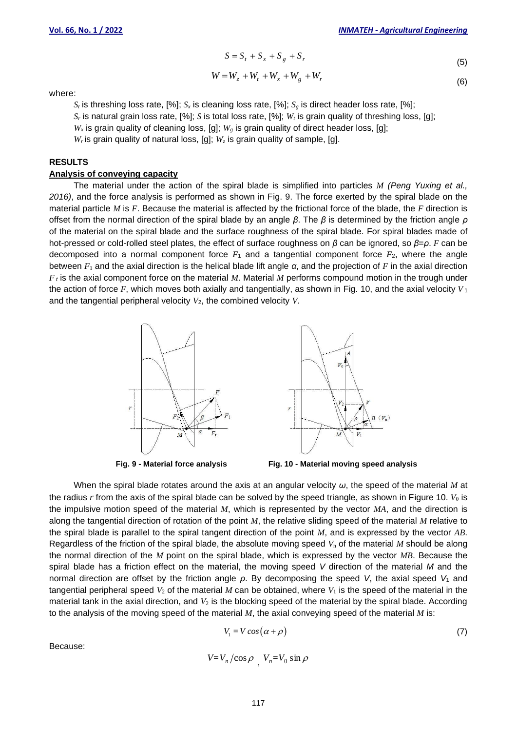$$S = S_t + S_x + S_g + S_r \tag{5}$$

$$W = W_z + W_t + W_x + W_g + W_r \tag{6}$$

where:

$S_t$ is threshing loss rate, [%]; $S_x$ is cleaning loss rate, [%]; $S_g$ is direct header loss rate, [%];
$S_r$ is natural grain loss rate, [%]; $S$ is total loss rate, [%]; $W_t$ is grain quality of threshing loss, [g];
$W_x$ is grain quality of cleaning loss, [g]; $W_g$ is grain quality of direct header loss, [g];
$W_r$ is grain quality of natural loss, [g]; $W_z$ is grain quality of sample, [g].

## RESULTS

### Analysis of conveying capacity

The material under the action of the spiral blade is simplified into particles $M$ *(Peng Yuxing et al., 2016)*, and the force analysis is performed as shown in Fig. 9. The force exerted by the spiral blade on the material particle $M$ is $F$. Because the material is affected by the frictional force of the blade, the $F$ direction is offset from the normal direction of the spiral blade by an angle $\beta$. The $\beta$ is determined by the friction angle $\rho$ of the material on the spiral blade and the surface roughness of the spiral blade. For spiral blades made of hot-pressed or cold-rolled steel plates, the effect of surface roughness on $\beta$ can be ignored, so $\beta$=$\rho$. $F$ can be decomposed into a normal component force $F_1$ and a tangential component force $F_2$, where the angle between $F_1$ and the axial direction is the helical blade lift angle $\alpha$, and the projection of $F$ in the axial direction $F_t$ is the axial component force on the material $M$. Material $M$ performs compound motion in the trough under the action of force $F$, which moves both axially and tangentially, as shown in Fig. 10, and the axial velocity $V_1$ and the tangential peripheral velocity $V_2$, the combined velocity $V$.

**Fig. 9 - Material force analysis**

**Fig. 10 - Material moving speed analysis**

When the spiral blade rotates around the axis at an angular velocity $\omega$, the speed of the material $M$ at the radius $r$ from the axis of the spiral blade can be solved by the speed triangle, as shown in Figure 10. $V_0$ is the impulsive motion speed of the material $M$, which is represented by the vector $MA$, and the direction is along the tangential direction of rotation of the point $M$, the relative sliding speed of the material $M$ relative to the spiral blade is parallel to the spiral tangent direction of the point $M$, and is expressed by the vector $AB$. Regardless of the friction of the spiral blade, the absolute moving speed $V_n$ of the material $M$ should be along the normal direction of the $M$ point on the spiral blade, which is expressed by the vector $MB$. Because the spiral blade has a friction effect on the material, the moving speed $V$ direction of the material $M$ and the normal direction are offset by the friction angle $\rho$. By decomposing the speed $V$, the axial speed $V_1$ and tangential peripheral speed $V_2$ of the material $M$ can be obtained, where $V_1$ is the speed of the material in the material tank in the axial direction, and $V_2$ is the blocking speed of the material by the spiral blade. According to the analysis of the moving speed of the material $M$, the axial conveying speed of the material $M$ is:

$$V_1 = V\cos(\alpha + \rho) \tag{7}$$

Because:

$$V = V_n / \cos\rho \text{ , } V_n = V_0 \sin\rho$$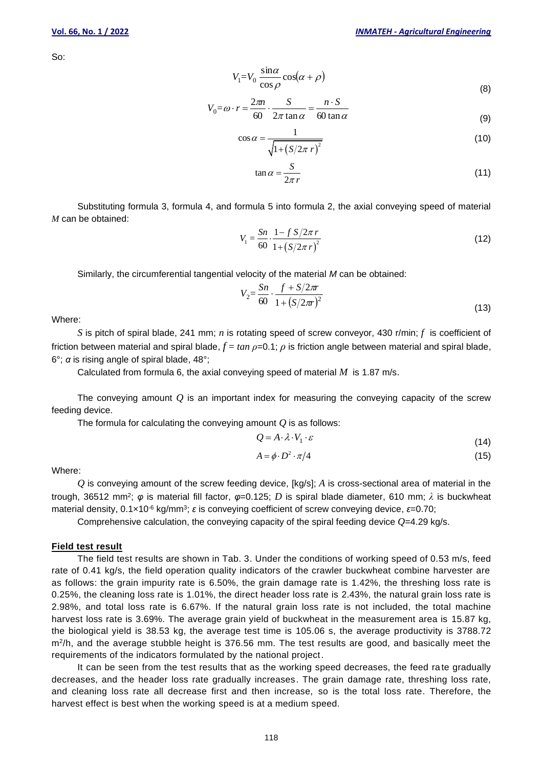So:

$$V_1 = V_0 \frac{\sin\alpha}{\cos\rho}\cos(\alpha+\rho) \tag{8}$$

$$V_0 = \omega \cdot r = \frac{2\pi n}{60} \cdot \frac{S}{2\pi \tan\alpha} = \frac{n \cdot S}{60 \tan\alpha} \tag{9}$$

$$\cos\alpha = \frac{1}{\sqrt{1+\left(S/2\pi\, r\right)^2}} \tag{10}$$

$$\tan\alpha = \frac{S}{2\pi\, r} \tag{11}$$

Substituting formula 3, formula 4, and formula 5 into formula 2, the axial conveying speed of material $M$ can be obtained:

$$V_1 = \frac{Sn}{60} \cdot \frac{1 - f\, S/2\pi\, r}{1+\left(S/2\pi\, r\right)^2} \tag{12}$$

Similarly, the circumferential tangential velocity of the material $M$ can be obtained:

$$V_2 = \frac{Sn}{60} \cdot \frac{f + S/2\pi r}{1+\left(S/2\pi r\right)^2} \tag{13}$$

Where:

$S$ is pitch of spiral blade, 241 mm; $n$ is rotating speed of screw conveyor, 430 r/min; $f$ is coefficient of friction between material and spiral blade, $f = \tan\rho$=0.1; $\rho$ is friction angle between material and spiral blade, 6°; $\alpha$ is rising angle of spiral blade, 48°;

Calculated from formula 6, the axial conveying speed of material $M$ is 1.87 m/s.

The conveying amount $Q$ is an important index for measuring the conveying capacity of the screw feeding device.

The formula for calculating the conveying amount $Q$ is as follows:

$$Q = A \cdot \lambda \cdot V_1 \cdot \varepsilon \tag{14}$$

$$A = \phi \cdot D^2 \cdot \pi/4 \tag{15}$$

Where:

$Q$ is conveying amount of the screw feeding device, [kg/s]; $A$ is cross-sectional area of material in the trough, 36512 mm$^2$; $\varphi$ is material fill factor, $\varphi$=0.125; $D$ is spiral blade diameter, 610 mm; $\lambda$ is buckwheat material density, 0.1×10$^{-6}$ kg/mm$^3$; $\varepsilon$ is conveying coefficient of screw conveying device, $\varepsilon$=0.70;

Comprehensive calculation, the conveying capacity of the spiral feeding device $Q$=4.29 kg/s.

**Field test result**

The field test results are shown in Tab. 3. Under the conditions of working speed of 0.53 m/s, feed rate of 0.41 kg/s, the field operation quality indicators of the crawler buckwheat combine harvester are as follows: the grain impurity rate is 6.50%, the grain damage rate is 1.42%, the threshing loss rate is 0.25%, the cleaning loss rate is 1.01%, the direct header loss rate is 2.43%, the natural grain loss rate is 2.98%, and total loss rate is 6.67%. If the natural grain loss rate is not included, the total machine harvest loss rate is 3.69%. The average grain yield of buckwheat in the measurement area is 15.87 kg, the biological yield is 38.53 kg, the average test time is 105.06 s, the average productivity is 3788.72 m$^2$/h, and the average stubble height is 376.56 mm. The test results are good, and basically meet the requirements of the indicators formulated by the national project.

It can be seen from the test results that as the working speed decreases, the feed rate gradually decreases, and the header loss rate gradually increases. The grain damage rate, threshing loss rate, and cleaning loss rate all decrease first and then increase, so is the total loss rate. Therefore, the harvest effect is best when the working speed is at a medium speed.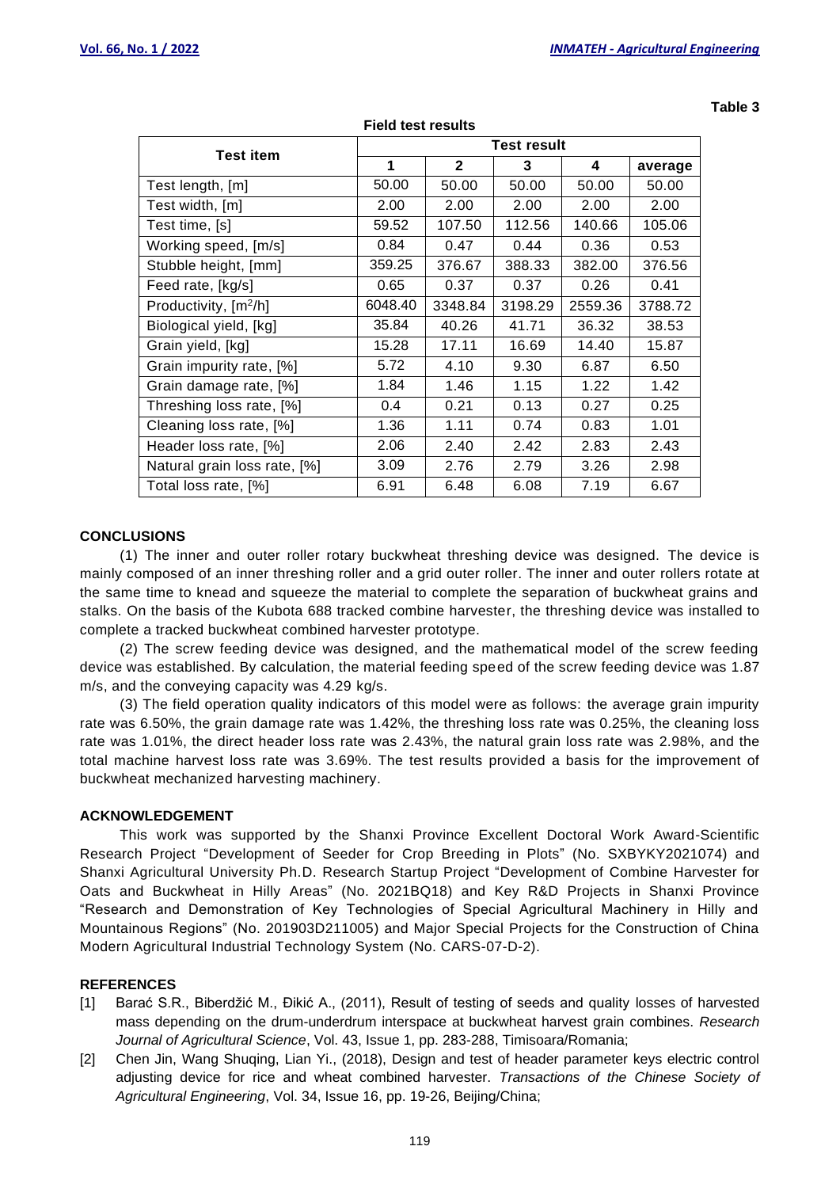**Table 3**

**Field test results**

| Test item | Test result | | | | |
|---|---|---|---|---|---|
| | **1** | **2** | **3** | **4** | **average** |
| Test length, [m] | 50.00 | 50.00 | 50.00 | 50.00 | 50.00 |
| Test width, [m] | 2.00 | 2.00 | 2.00 | 2.00 | 2.00 |
| Test time, [s] | 59.52 | 107.50 | 112.56 | 140.66 | 105.06 |
| Working speed, [m/s] | 0.84 | 0.47 | 0.44 | 0.36 | 0.53 |
| Stubble height, [mm] | 359.25 | 376.67 | 388.33 | 382.00 | 376.56 |
| Feed rate, [kg/s] | 0.65 | 0.37 | 0.37 | 0.26 | 0.41 |
| Productivity, [m$^2$/h] | 6048.40 | 3348.84 | 3198.29 | 2559.36 | 3788.72 |
| Biological yield, [kg] | 35.84 | 40.26 | 41.71 | 36.32 | 38.53 |
| Grain yield, [kg] | 15.28 | 17.11 | 16.69 | 14.40 | 15.87 |
| Grain impurity rate, [%] | 5.72 | 4.10 | 9.30 | 6.87 | 6.50 |
| Grain damage rate, [%] | 1.84 | 1.46 | 1.15 | 1.22 | 1.42 |
| Threshing loss rate, [%] | 0.4 | 0.21 | 0.13 | 0.27 | 0.25 |
| Cleaning loss rate, [%] | 1.36 | 1.11 | 0.74 | 0.83 | 1.01 |
| Header loss rate, [%] | 2.06 | 2.40 | 2.42 | 2.83 | 2.43 |
| Natural grain loss rate, [%] | 3.09 | 2.76 | 2.79 | 3.26 | 2.98 |
| Total loss rate, [%] | 6.91 | 6.48 | 6.08 | 7.19 | 6.67 |

## CONCLUSIONS

(1) The inner and outer roller rotary buckwheat threshing device was designed. The device is mainly composed of an inner threshing roller and a grid outer roller. The inner and outer rollers rotate at the same time to knead and squeeze the material to complete the separation of buckwheat grains and stalks. On the basis of the Kubota 688 tracked combine harvester, the threshing device was installed to complete a tracked buckwheat combined harvester prototype.

(2) The screw feeding device was designed, and the mathematical model of the screw feeding device was established. By calculation, the material feeding speed of the screw feeding device was 1.87 m/s, and the conveying capacity was 4.29 kg/s.

(3) The field operation quality indicators of this model were as follows: the average grain impurity rate was 6.50%, the grain damage rate was 1.42%, the threshing loss rate was 0.25%, the cleaning loss rate was 1.01%, the direct header loss rate was 2.43%, the natural grain loss rate was 2.98%, and the total machine harvest loss rate was 3.69%. The test results provided a basis for the improvement of buckwheat mechanized harvesting machinery.

## ACKNOWLEDGEMENT

This work was supported by the Shanxi Province Excellent Doctoral Work Award-Scientific Research Project "Development of Seeder for Crop Breeding in Plots" (No. SXBYKY2021074) and Shanxi Agricultural University Ph.D. Research Startup Project "Development of Combine Harvester for Oats and Buckwheat in Hilly Areas" (No. 2021BQ18) and Key R&D Projects in Shanxi Province "Research and Demonstration of Key Technologies of Special Agricultural Machinery in Hilly and Mountainous Regions" (No. 201903D211005) and Major Special Projects for the Construction of China Modern Agricultural Industrial Technology System (No. CARS-07-D-2).

## REFERENCES

[1] Barać S.R., Biberdžić M., Đikić A., (2011), Result of testing of seeds and quality losses of harvested mass depending on the drum-underdrum interspace at buckwheat harvest grain combines. *Research Journal of Agricultural Science*, Vol. 43, Issue 1, pp. 283-288, Timisoara/Romania;

[2] Chen Jin, Wang Shuqing, Lian Yi., (2018), Design and test of header parameter keys electric control adjusting device for rice and wheat combined harvester. *Transactions of the Chinese Society of Agricultural Engineering*, Vol. 34, Issue 16, pp. 19-26, Beijing/China;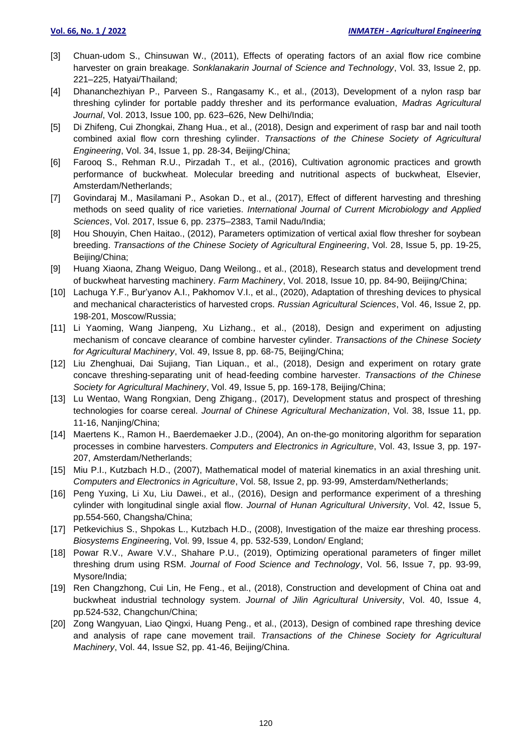[3] Chuan-udom S., Chinsuwan W., (2011), Effects of operating factors of an axial flow rice combine harvester on grain breakage. *Sonklanakarin Journal of Science and Technology*, Vol. 33, Issue 2, pp. 221–225, Hatyai/Thailand;

[4] Dhananchezhiyan P., Parveen S., Rangasamy K., et al., (2013), Development of a nylon rasp bar threshing cylinder for portable paddy thresher and its performance evaluation, *Madras Agricultural Journal*, Vol. 2013, Issue 100, pp. 623–626, New Delhi/India;

[5] Di Zhifeng, Cui Zhongkai, Zhang Hua., et al., (2018), Design and experiment of rasp bar and nail tooth combined axial flow corn threshing cylinder. *Transactions of the Chinese Society of Agricultural Engineering*, Vol. 34, Issue 1, pp. 28-34, Beijing/China;

[6] Farooq S., Rehman R.U., Pirzadah T., et al., (2016), Cultivation agronomic practices and growth performance of buckwheat. Molecular breeding and nutritional aspects of buckwheat, Elsevier, Amsterdam/Netherlands;

[7] Govindaraj M., Masilamani P., Asokan D., et al., (2017), Effect of different harvesting and threshing methods on seed quality of rice varieties. *International Journal of Current Microbiology and Applied Sciences*, Vol. 2017, Issue 6, pp. 2375–2383, Tamil Nadu/India;

[8] Hou Shouyin, Chen Haitao., (2012), Parameters optimization of vertical axial flow thresher for soybean breeding. *Transactions of the Chinese Society of Agricultural Engineering*, Vol. 28, Issue 5, pp. 19-25, Beijing/China;

[9] Huang Xiaona, Zhang Weiguo, Dang Weilong., et al., (2018), Research status and development trend of buckwheat harvesting machinery. *Farm Machinery*, Vol. 2018, Issue 10, pp. 84-90, Beijing/China;

[10] Lachuga Y.F., Bur'yanov A.I., Pakhomov V.I., et al., (2020), Adaptation of threshing devices to physical and mechanical characteristics of harvested crops. *Russian Agricultural Sciences*, Vol. 46, Issue 2, pp. 198-201, Moscow/Russia;

[11] Li Yaoming, Wang Jianpeng, Xu Lizhang., et al., (2018), Design and experiment on adjusting mechanism of concave clearance of combine harvester cylinder. *Transactions of the Chinese Society for Agricultural Machinery*, Vol. 49, Issue 8, pp. 68-75, Beijing/China;

[12] Liu Zhenghuai, Dai Sujiang, Tian Liquan., et al., (2018), Design and experiment on rotary grate concave threshing-separating unit of head-feeding combine harvester. *Transactions of the Chinese Society for Agricultural Machinery*, Vol. 49, Issue 5, pp. 169-178, Beijing/China;

[13] Lu Wentao, Wang Rongxian, Deng Zhigang., (2017), Development status and prospect of threshing technologies for coarse cereal. *Journal of Chinese Agricultural Mechanization*, Vol. 38, Issue 11, pp. 11-16, Nanjing/China;

[14] Maertens K., Ramon H., Baerdemaeker J.D., (2004), An on-the-go monitoring algorithm for separation processes in combine harvesters. *Computers and Electronics in Agriculture*, Vol. 43, Issue 3, pp. 197-207, Amsterdam/Netherlands;

[15] Miu P.I., Kutzbach H.D., (2007), Mathematical model of material kinematics in an axial threshing unit. *Computers and Electronics in Agriculture*, Vol. 58, Issue 2, pp. 93-99, Amsterdam/Netherlands;

[16] Peng Yuxing, Li Xu, Liu Dawei., et al., (2016), Design and performance experiment of a threshing cylinder with longitudinal single axial flow. *Journal of Hunan Agricultural University*, Vol. 42, Issue 5, pp.554-560, Changsha/China;

[17] Petkevichius S., Shpokas L., Kutzbach H.D., (2008), Investigation of the maize ear threshing process. *Biosystems Engineering*, Vol. 99, Issue 4, pp. 532-539, London/ England;

[18] Powar R.V., Aware V.V., Shahare P.U., (2019), Optimizing operational parameters of finger millet threshing drum using RSM. *Journal of Food Science and Technology*, Vol. 56, Issue 7, pp. 93-99, Mysore/India;

[19] Ren Changzhong, Cui Lin, He Feng., et al., (2018), Construction and development of China oat and buckwheat industrial technology system. *Journal of Jilin Agricultural University*, Vol. 40, Issue 4, pp.524-532, Changchun/China;

[20] Zong Wangyuan, Liao Qingxi, Huang Peng., et al., (2013), Design of combined rape threshing device and analysis of rape cane movement trail. *Transactions of the Chinese Society for Agricultural Machinery*, Vol. 44, Issue S2, pp. 41-46, Beijing/China.